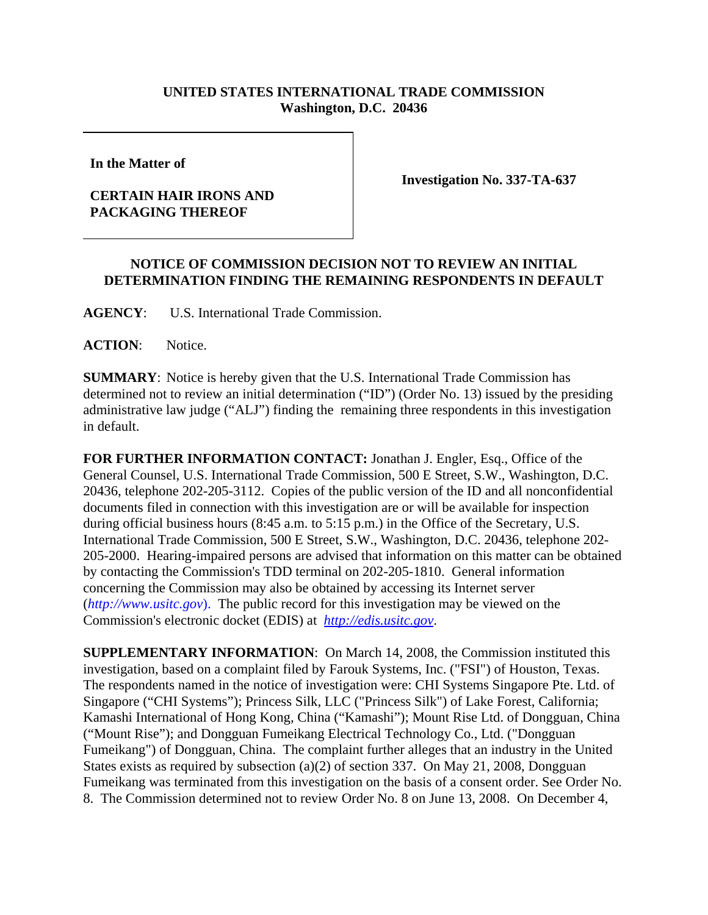**UNITED STATES INTERNATIONAL TRADE COMMISSION**
**Washington, D.C. 20436**

**In the Matter of**

**CERTAIN HAIR IRONS AND PACKAGING THEREOF**

**Investigation No. 337-TA-637**

## NOTICE OF COMMISSION DECISION NOT TO REVIEW AN INITIAL DETERMINATION FINDING THE REMAINING RESPONDENTS IN DEFAULT

**AGENCY**: U.S. International Trade Commission.

**ACTION**: Notice.

**SUMMARY**: Notice is hereby given that the U.S. International Trade Commission has determined not to review an initial determination ("ID") (Order No. 13) issued by the presiding administrative law judge ("ALJ") finding the remaining three respondents in this investigation in default.

**FOR FURTHER INFORMATION CONTACT:** Jonathan J. Engler, Esq., Office of the General Counsel, U.S. International Trade Commission, 500 E Street, S.W., Washington, D.C. 20436, telephone 202-205-3112. Copies of the public version of the ID and all nonconfidential documents filed in connection with this investigation are or will be available for inspection during official business hours (8:45 a.m. to 5:15 p.m.) in the Office of the Secretary, U.S. International Trade Commission, 500 E Street, S.W., Washington, D.C. 20436, telephone 202-205-2000. Hearing-impaired persons are advised that information on this matter can be obtained by contacting the Commission's TDD terminal on 202-205-1810. General information concerning the Commission may also be obtained by accessing its Internet server (*http://www.usitc.gov*). The public record for this investigation may be viewed on the Commission's electronic docket (EDIS) at *http://edis.usitc.gov*.

**SUPPLEMENTARY INFORMATION**: On March 14, 2008, the Commission instituted this investigation, based on a complaint filed by Farouk Systems, Inc. ("FSI") of Houston, Texas. The respondents named in the notice of investigation were: CHI Systems Singapore Pte. Ltd. of Singapore ("CHI Systems"); Princess Silk, LLC ("Princess Silk") of Lake Forest, California; Kamashi International of Hong Kong, China ("Kamashi"); Mount Rise Ltd. of Dongguan, China ("Mount Rise"); and Dongguan Fumeikang Electrical Technology Co., Ltd. ("Dongguan Fumeikang") of Dongguan, China. The complaint further alleges that an industry in the United States exists as required by subsection (a)(2) of section 337. On May 21, 2008, Dongguan Fumeikang was terminated from this investigation on the basis of a consent order. See Order No. 8. The Commission determined not to review Order No. 8 on June 13, 2008. On December 4,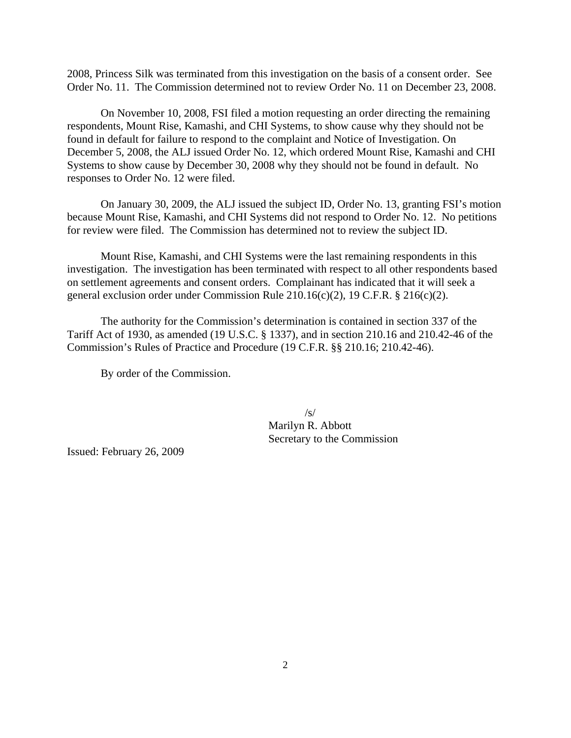2008, Princess Silk was terminated from this investigation on the basis of a consent order. See Order No. 11. The Commission determined not to review Order No. 11 on December 23, 2008.

On November 10, 2008, FSI filed a motion requesting an order directing the remaining respondents, Mount Rise, Kamashi, and CHI Systems, to show cause why they should not be found in default for failure to respond to the complaint and Notice of Investigation. On December 5, 2008, the ALJ issued Order No. 12, which ordered Mount Rise, Kamashi and CHI Systems to show cause by December 30, 2008 why they should not be found in default. No responses to Order No. 12 were filed.

On January 30, 2009, the ALJ issued the subject ID, Order No. 13, granting FSI's motion because Mount Rise, Kamashi, and CHI Systems did not respond to Order No. 12. No petitions for review were filed. The Commission has determined not to review the subject ID.

Mount Rise, Kamashi, and CHI Systems were the last remaining respondents in this investigation. The investigation has been terminated with respect to all other respondents based on settlement agreements and consent orders. Complainant has indicated that it will seek a general exclusion order under Commission Rule 210.16(c)(2), 19 C.F.R. § 216(c)(2).

The authority for the Commission's determination is contained in section 337 of the Tariff Act of 1930, as amended (19 U.S.C. § 1337), and in section 210.16 and 210.42-46 of the Commission's Rules of Practice and Procedure (19 C.F.R. §§ 210.16; 210.42-46).

By order of the Commission.

/s/
Marilyn R. Abbott
Secretary to the Commission

Issued: February 26, 2009